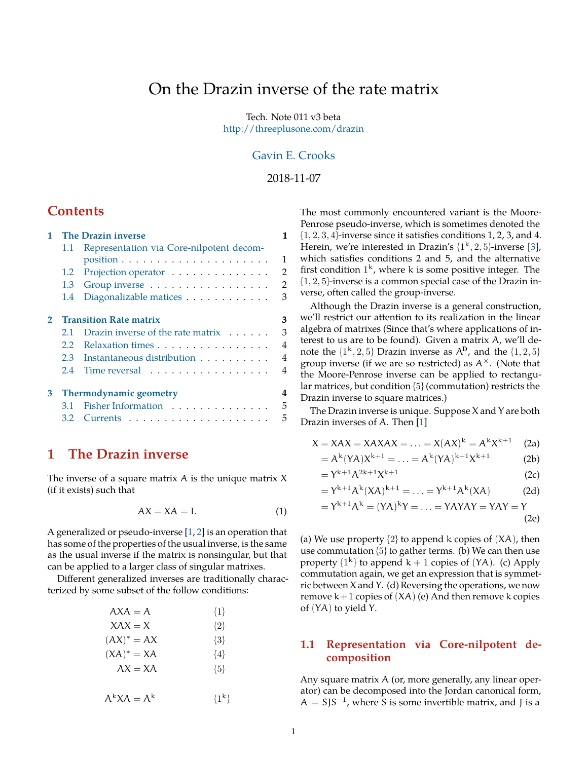# On the Drazin inverse of the rate matrix

Tech. Note 011 v3 beta
http://threeplusone.com/drazin

Gavin E. Crooks

2018-11-07

## Contents

1 The Drazin inverse — 1
- 1.1 Representation via Core-nilpotent decomposition — 1
- 1.2 Projection operator — 2
- 1.3 Group inverse — 2
- 1.4 Diagonalizable matices — 3

2 Transition Rate matrix — 3
- 2.1 Drazin inverse of the rate matrix — 3
- 2.2 Relaxation times — 4
- 2.3 Instantaneous distribution — 4
- 2.4 Time reversal — 4

3 Thermodynamic geometry — 4
- 3.1 Fisher Information — 5
- 3.2 Currents — 5

## 1 The Drazin inverse

The inverse of a square matrix $A$ is the unique matrix $X$ (if it exists) such that

$$AX = XA = I. \tag{1}$$

A generalized or pseudo-inverse [1, 2] is an operation that has some of the properties of the usual inverse, is the same as the usual inverse if the matrix is nonsingular, but that can be applied to a larger class of singular matrixes.

Different generalized inverses are traditionally characterized by some subset of the follow conditions:

$$
\begin{aligned}
AXA &= A & \{1\} \\
XAX &= X & \{2\} \\
(AX)^* &= AX & \{3\} \\
(XA)^* &= XA & \{4\} \\
AX &= XA & \{5\} \\
\\
A^k XA &= A^k & \{1^k\}
\end{aligned}
$$

The most commonly encountered variant is the Moore-Penrose pseudo-inverse, which is sometimes denoted the $\{1, 2, 3, 4\}$-inverse since it satisfies conditions 1, 2, 3, and 4. Herein, we're interested in Drazin's $\{1^k, 2, 5\}$-inverse [3], which satisfies conditions 2 and 5, and the alternative first condition $1^k$, where $k$ is some positive integer. The $\{1, 2, 5\}$-inverse is a common special case of the Drazin inverse, often called the group-inverse.

Although the Drazin inverse is a general construction, we'll restrict our attention to its realization in the linear algebra of matrixes (Since that's where applications of interest to us are to be found). Given a matrix $A$, we'll denote the $\{1^k, 2, 5\}$ Drazin inverse as $A^D$, and the $\{1, 2, 5\}$ group inverse (if we are so restricted) as $A^\times$. (Note that the Moore-Penrose inverse can be applied to rectangular matrices, but condition $\{5\}$ (commutation) restricts the Drazin inverse to square matrices.)

The Drazin inverse is unique. Suppose $X$ and $Y$ are both Drazin inverses of $A$. Then [1]

$$
\begin{aligned}
X &= XAX = XAXAX = \ldots = X(AX)^k = A^k X^{k+1} & \text{(2a)} \\
&= A^k (YA) X^{k+1} = \ldots = A^k (YA)^{k+1} X^{k+1} & \text{(2b)} \\
&= Y^{k+1} A^{2k+1} X^{k+1} & \text{(2c)} \\
&= Y^{k+1} A^k (XA)^{k+1} = \ldots = Y^{k+1} A^k (XA) & \text{(2d)} \\
&= Y^{k+1} A^k = (YA)^k Y = \ldots = YAYAY = YAY = Y & \text{(2e)}
\end{aligned}
$$

(a) We use property $\{2\}$ to append $k$ copies of $(XA)$, then use commutation $\{5\}$ to gather terms. (b) We can then use property $\{1^k\}$ to append $k+1$ copies of $(YA)$. (c) Apply commutation again, we get an expression that is symmetric between $X$ and $Y$. (d) Reversing the operations, we now remove $k+1$ copies of $(XA)$ (e) And then remove $k$ copies of $(YA)$ to yield $Y$.

### 1.1 Representation via Core-nilpotent decomposition

Any square matrix $A$ (or, more generally, any linear operator) can be decomposed into the Jordan canonical form, $A = SJS^{-1}$, where $S$ is some invertible matrix, and $J$ is a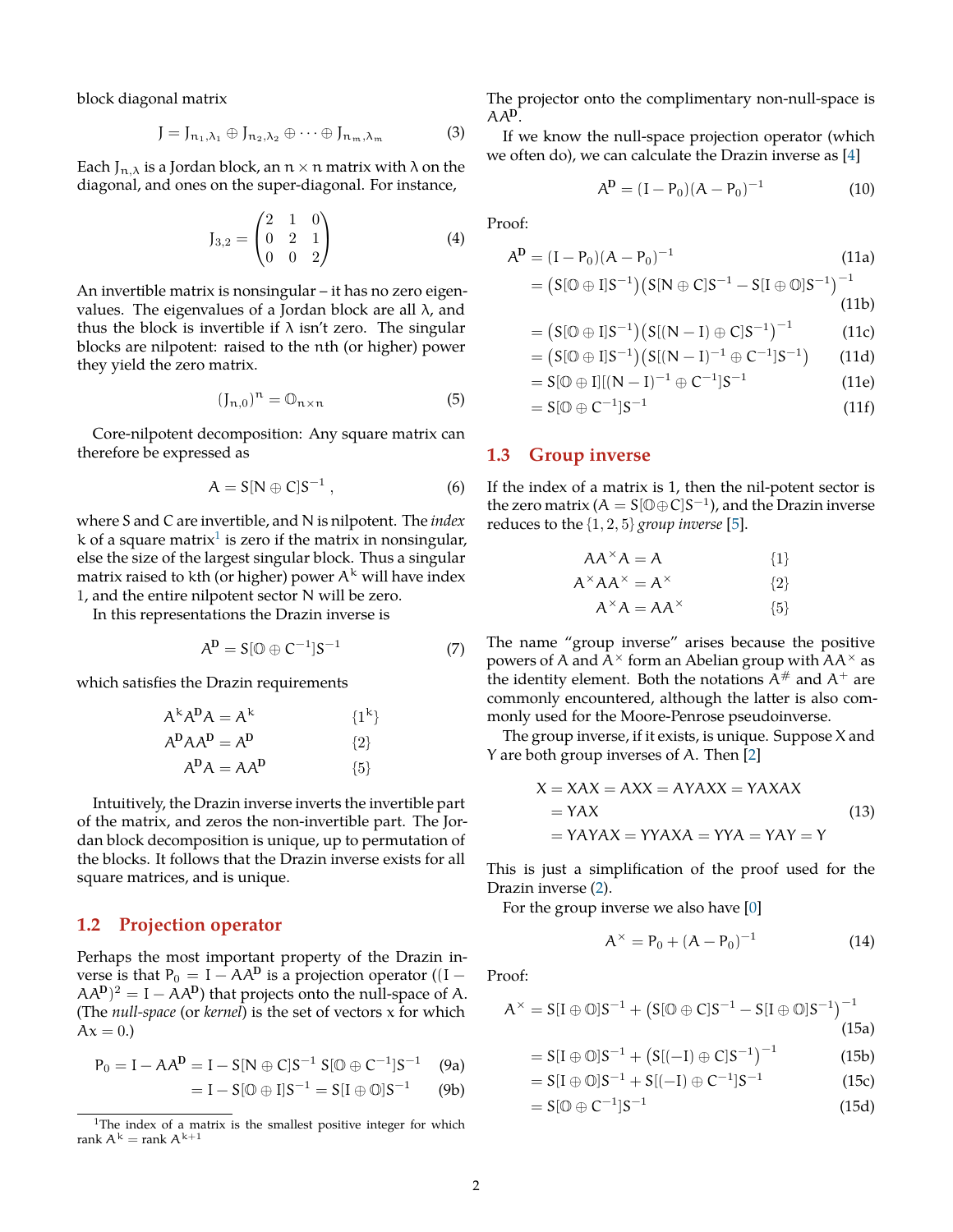block diagonal matrix

$$J = J_{n_1,\lambda_1} \oplus J_{n_2,\lambda_2} \oplus \cdots \oplus J_{n_m,\lambda_m} \tag{3}$$

Each $J_{n,\lambda}$ is a Jordan block, an $n \times n$ matrix with $\lambda$ on the diagonal, and ones on the super-diagonal. For instance,

$$J_{3,2} = \begin{pmatrix} 2 & 1 & 0 \\ 0 & 2 & 1 \\ 0 & 0 & 2 \end{pmatrix} \tag{4}$$

An invertible matrix is nonsingular – it has no zero eigenvalues. The eigenvalues of a Jordan block are all $\lambda$, and thus the block is invertible if $\lambda$ isn't zero. The singular blocks are nilpotent: raised to the $n$th (or higher) power they yield the zero matrix.

$$(J_{n,0})^n = \mathbb{O}_{n\times n} \tag{5}$$

Core-nilpotent decomposition: Any square matrix can therefore be expressed as

$$A = S[N \oplus C]S^{-1} , \tag{6}$$

where $S$ and $C$ are invertible, and $N$ is nilpotent. The *index* $k$ of a square matrix[1] is zero if the matrix in nonsingular, else the size of the largest singular block. Thus a singular matrix raised to $k$th (or higher) power $A^k$ will have index 1, and the entire nilpotent sector $N$ will be zero.

In this representations the Drazin inverse is

$$A^{\mathbf{D}} = S[\mathbb{O} \oplus C^{-1}]S^{-1} \tag{7}$$

which satisfies the Drazin requirements

$$\begin{aligned} A^k A^{\mathbf{D}} A &= A^k && \{1^k\} \\ A^{\mathbf{D}} A A^{\mathbf{D}} &= A^{\mathbf{D}} && \{2\} \\ A^{\mathbf{D}} A &= A A^{\mathbf{D}} && \{5\} \end{aligned}$$

Intuitively, the Drazin inverse inverts the invertible part of the matrix, and zeros the non-invertible part. The Jordan block decomposition is unique, up to permutation of the blocks. It follows that the Drazin inverse exists for all square matrices, and is unique.

## 1.2 Projection operator

Perhaps the most important property of the Drazin inverse is that $P_0 = I - AA^{\mathbf{D}}$ is a projection operator ($(I - AA^{\mathbf{D}})^2 = I - AA^{\mathbf{D}}$) that projects onto the null-space of $A$. (The *null-space* (or *kernel*) is the set of vectors $x$ for which $Ax = 0$.)

$$\begin{aligned} P_0 = I - AA^{\mathbf{D}} &= I - S[N \oplus C]S^{-1}\, S[\mathbb{O} \oplus C^{-1}]S^{-1} && \text{(9a)} \\ &= I - S[\mathbb{O} \oplus I]S^{-1} = S[I \oplus \mathbb{O}]S^{-1} && \text{(9b)} \end{aligned}$$

The projector onto the complimentary non-null-space is $AA^{\mathbf{D}}$.

If we know the null-space projection operator (which we often do), we can calculate the Drazin inverse as [4]

$$A^{\mathbf{D}} = (I - P_0)(A - P_0)^{-1} \tag{10}$$

Proof:

$$\begin{aligned} A^{\mathbf{D}} &= (I - P_0)(A - P_0)^{-1} && \text{(11a)} \\ &= \big(S[\mathbb{O} \oplus I]S^{-1}\big)\big(S[N \oplus C]S^{-1} - S[I \oplus \mathbb{O}]S^{-1}\big)^{-1} && \text{(11b)} \\ &= \big(S[\mathbb{O} \oplus I]S^{-1}\big)\big(S[(N - I) \oplus C]S^{-1}\big)^{-1} && \text{(11c)} \\ &= \big(S[\mathbb{O} \oplus I]S^{-1}\big)\big(S[(N - I)^{-1} \oplus C^{-1}]S^{-1}\big) && \text{(11d)} \\ &= S[\mathbb{O} \oplus I][(N - I)^{-1} \oplus C^{-1}]S^{-1} && \text{(11e)} \\ &= S[\mathbb{O} \oplus C^{-1}]S^{-1} && \text{(11f)} \end{aligned}$$

## 1.3 Group inverse

If the index of a matrix is 1, then the nil-potent sector is the zero matrix ($A = S[\mathbb{O} \oplus C]S^{-1}$), and the Drazin inverse reduces to the $\{1, 2, 5\}$ *group inverse* [5].

$$\begin{aligned} AA^{\times}A &= A && \{1\} \\ A^{\times}AA^{\times} &= A^{\times} && \{2\} \\ A^{\times}A &= AA^{\times} && \{5\} \end{aligned}$$

The name "group inverse" arises because the positive powers of $A$ and $A^{\times}$ form an Abelian group with $AA^{\times}$ as the identity element. Both the notations $A^{\#}$ and $A^{+}$ are commonly encountered, although the latter is also commonly used for the Moore-Penrose pseudoinverse.

The group inverse, if it exists, is unique. Suppose $X$ and $Y$ are both group inverses of $A$. Then [2]

$$\begin{aligned} X &= XAX = AXX = AYAXX = YAXAX \\ &= YAX \\ &= YAYAX = YYAXA = YYA = YAY = Y \end{aligned} \tag{13}$$

This is just a simplification of the proof used for the Drazin inverse (2).

For the group inverse we also have [0]

$$A^{\times} = P_0 + (A - P_0)^{-1} \tag{14}$$

Proof:

$$\begin{aligned} A^{\times} &= S[I \oplus \mathbb{O}]S^{-1} + \big(S[\mathbb{O} \oplus C]S^{-1} - S[I \oplus \mathbb{O}]S^{-1}\big)^{-1} && \text{(15a)} \\ &= S[I \oplus \mathbb{O}]S^{-1} + \big(S[(-I) \oplus C]S^{-1}\big)^{-1} && \text{(15b)} \\ &= S[I \oplus \mathbb{O}]S^{-1} + S[(-I) \oplus C^{-1}]S^{-1} && \text{(15c)} \\ &= S[\mathbb{O} \oplus C^{-1}]S^{-1} && \text{(15d)} \end{aligned}$$

[1] The index of a matrix is the smallest positive integer for which rank $A^k$ = rank $A^{k+1}$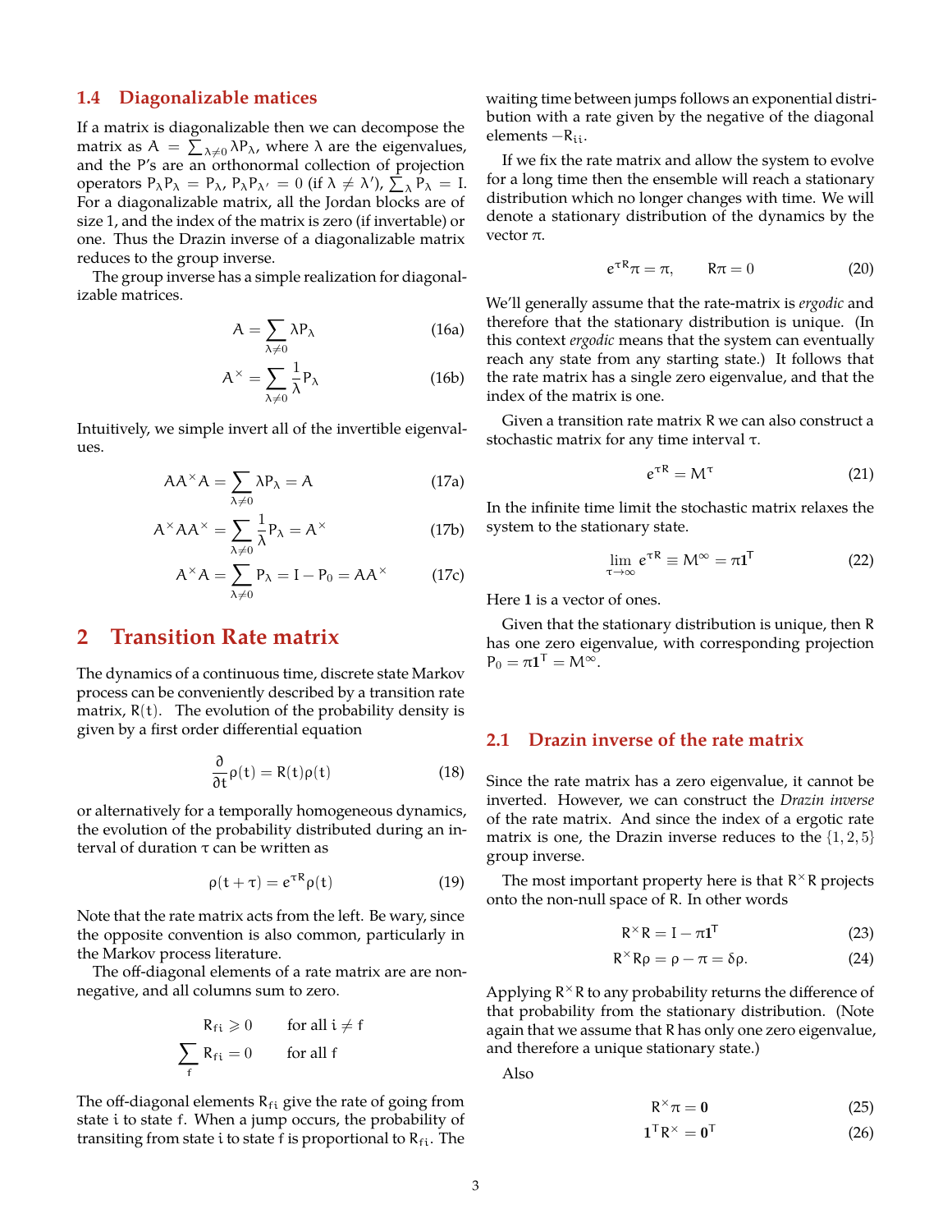### 1.4 Diagonalizable matices

If a matrix is diagonalizable then we can decompose the matrix as $A = \sum_{\lambda\neq 0} \lambda P_\lambda$, where $\lambda$ are the eigenvalues, and the P's are an orthonormal collection of projection operators $P_\lambda P_\lambda = P_\lambda$, $P_\lambda P_{\lambda'} = 0$ (if $\lambda \neq \lambda'$), $\sum_\lambda P_\lambda = I$. For a diagonalizable matrix, all the Jordan blocks are of size 1, and the index of the matrix is zero (if invertable) or one. Thus the Drazin inverse of a diagonalizable matrix reduces to the group inverse.

The group inverse has a simple realization for diagonalizable matrices.

$$A = \sum_{\lambda \neq 0} \lambda P_\lambda \tag{16a}$$

$$A^\times = \sum_{\lambda \neq 0} \frac{1}{\lambda} P_\lambda \tag{16b}$$

Intuitively, we simple invert all of the invertible eigenvalues.

$$AA^\times A = \sum_{\lambda \neq 0} \lambda P_\lambda = A \tag{17a}$$

$$A^\times A A^\times = \sum_{\lambda \neq 0} \frac{1}{\lambda} P_\lambda = A^\times \tag{17b}$$

$$A^\times A = \sum_{\lambda \neq 0} P_\lambda = I - P_0 = AA^\times \tag{17c}$$

## 2 Transition Rate matrix

The dynamics of a continuous time, discrete state Markov process can be conveniently described by a transition rate matrix, $R(t)$. The evolution of the probability density is given by a first order differential equation

$$\frac{\partial}{\partial t}\rho(t) = R(t)\rho(t) \tag{18}$$

or alternatively for a temporally homogeneous dynamics, the evolution of the probability distributed during an interval of duration $\tau$ can be written as

$$\rho(t+\tau) = e^{\tau R}\rho(t) \tag{19}$$

Note that the rate matrix acts from the left. Be wary, since the opposite convention is also common, particularly in the Markov process literature.

The off-diagonal elements of a rate matrix are are non-negative, and all columns sum to zero.

$$R_{fi} \geqslant 0 \qquad \text{for all } i \neq f$$

$$\sum_f R_{fi} = 0 \qquad \text{for all } f$$

The off-diagonal elements $R_{fi}$ give the rate of going from state i to state f. When a jump occurs, the probability of transiting from state i to state f is proportional to $R_{fi}$. The waiting time between jumps follows an exponential distribution with a rate given by the negative of the diagonal elements $-R_{ii}$.

If we fix the rate matrix and allow the system to evolve for a long time then the ensemble will reach a stationary distribution which no longer changes with time. We will denote a stationary distribution of the dynamics by the vector $\pi$.

$$e^{\tau R}\pi = \pi, \qquad R\pi = 0 \tag{20}$$

We'll generally assume that the rate-matrix is *ergodic* and therefore that the stationary distribution is unique. (In this context *ergodic* means that the system can eventually reach any state from any starting state.) It follows that the rate matrix has a single zero eigenvalue, and that the index of the matrix is one.

Given a transition rate matrix R we can also construct a stochastic matrix for any time interval $\tau$.

$$e^{\tau R} = M^\tau \tag{21}$$

In the infinite time limit the stochastic matrix relaxes the system to the stationary state.

$$\lim_{\tau\to\infty} e^{\tau R} \equiv M^\infty = \pi \mathbf{1}^T \tag{22}$$

Here $\mathbf{1}$ is a vector of ones.

Given that the stationary distribution is unique, then R has one zero eigenvalue, with corresponding projection $P_0 = \pi\mathbf{1}^T = M^\infty$.

### 2.1 Drazin inverse of the rate matrix

Since the rate matrix has a zero eigenvalue, it cannot be inverted. However, we can construct the *Drazin inverse* of the rate matrix. And since the index of a ergodic rate matrix is one, the Drazin inverse reduces to the $\{1, 2, 5\}$ group inverse.

The most important property here is that $R^\times R$ projects onto the non-null space of R. In other words

$$R^\times R = I - \pi\mathbf{1}^T \tag{23}$$

$$R^\times R\rho = \rho - \pi = \delta\rho. \tag{24}$$

Applying $R^\times R$ to any probability returns the difference of that probability from the stationary distribution. (Note again that we assume that R has only one zero eigenvalue, and therefore a unique stationary state.)

Also

$$R^\times \pi = \mathbf{0} \tag{25}$$

$$\mathbf{1}^T R^\times = \mathbf{0}^T \tag{26}$$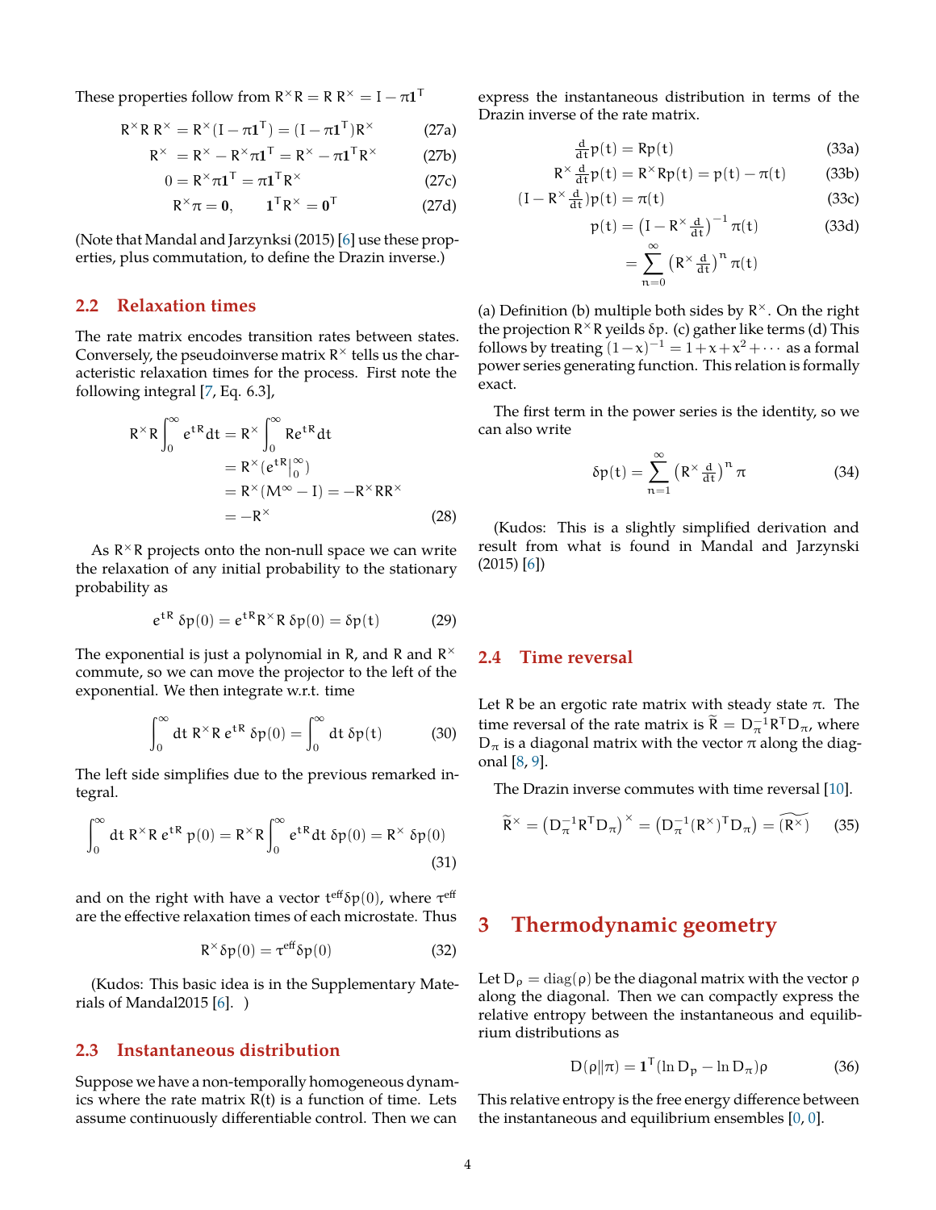These properties follow from $R^\times R = R\,R^\times = I - \pi\mathbf{1}^T$

$$
\begin{aligned}
R^\times R\,R^\times &= R^\times(I - \pi\mathbf{1}^T) = (I - \pi\mathbf{1}^T)R^\times && \text{(27a)}\\
R^\times &= R^\times - R^\times\pi\mathbf{1}^T = R^\times - \pi\mathbf{1}^T R^\times && \text{(27b)}\\
0 &= R^\times\pi\mathbf{1}^T = \pi\mathbf{1}^T R^\times && \text{(27c)}\\
R^\times\pi &= \mathbf{0}, \qquad \mathbf{1}^T R^\times = \mathbf{0}^T && \text{(27d)}
\end{aligned}
$$

(Note that Mandal and Jarzynksi (2015) [6] use these properties, plus commutation, to define the Drazin inverse.)

## 2.2 Relaxation times

The rate matrix encodes transition rates between states. Conversely, the pseudoinverse matrix $R^\times$ tells us the characteristic relaxation times for the process. First note the following integral [7, Eq. 6.3],

$$
\begin{aligned}
R^\times R \int_0^\infty e^{tR}\,dt &= R^\times \int_0^\infty R e^{tR}\,dt\\
&= R^\times (e^{tR}|_0^\infty)\\
&= R^\times(M^\infty - I) = -R^\times R R^\times\\
&= -R^\times
\end{aligned}
\tag{28}
$$

As $R^\times R$ projects onto the non-null space we can write the relaxation of any initial probability to the stationary probability as

$$
e^{tR}\,\delta p(0) = e^{tR}R^\times R\,\delta p(0) = \delta p(t) \tag{29}
$$

The exponential is just a polynomial in R, and R and $R^\times$ commute, so we can move the projector to the left of the exponential. We then integrate w.r.t. time

$$
\int_0^\infty dt\ R^\times R\,e^{tR}\,\delta p(0) = \int_0^\infty dt\ \delta p(t) \tag{30}
$$

The left side simplifies due to the previous remarked integral.

$$
\int_0^\infty dt\ R^\times R\,e^{tR}\,p(0) = R^\times R\int_0^\infty e^{tR}dt\ \delta p(0) = R^\times\ \delta p(0) \tag{31}
$$

and on the right with have a vector $t^{\text{eff}}\delta p(0)$, where $\tau^{\text{eff}}$ are the effective relaxation times of each microstate. Thus

$$
R^\times\delta p(0) = \tau^{\text{eff}}\delta p(0) \tag{32}
$$

(Kudos: This basic idea is in the Supplementary Materials of Mandal2015 [6]. )

## 2.3 Instantaneous distribution

Suppose we have a non-temporally homogeneous dynamics where the rate matrix R(t) is a function of time. Lets assume continuously differentiable control. Then we can express the instantaneous distribution in terms of the Drazin inverse of the rate matrix.

$$
\begin{aligned}
\tfrac{d}{dt}p(t) &= Rp(t) && \text{(33a)}\\
R^\times\tfrac{d}{dt}p(t) &= R^\times Rp(t) = p(t) - \pi(t) && \text{(33b)}\\
(I - R^\times\tfrac{d}{dt})p(t) &= \pi(t) && \text{(33c)}\\
p(t) &= \left(I - R^\times\tfrac{d}{dt}\right)^{-1}\pi(t) && \text{(33d)}\\
&= \sum_{n=0}^{\infty}\left(R^\times\tfrac{d}{dt}\right)^n\pi(t)
\end{aligned}
$$

(a) Definition (b) multiple both sides by $R^\times$. On the right the projection $R^\times R$ yeilds $\delta p$. (c) gather like terms (d) This follows by treating $(1-x)^{-1} = 1 + x + x^2 + \cdots$ as a formal power series generating function. This relation is formally exact.

The first term in the power series is the identity, so we can also write

$$
\delta p(t) = \sum_{n=1}^{\infty}\left(R^\times\tfrac{d}{dt}\right)^n\pi \tag{34}
$$

(Kudos: This is a slightly simplified derivation and result from what is found in Mandal and Jarzynski (2015) [6])

## 2.4 Time reversal

Let R be an ergotic rate matrix with steady state $\pi$. The time reversal of the rate matrix is $\widetilde{R} = D_\pi^{-1}R^T D_\pi$, where $D_\pi$ is a diagonal matrix with the vector $\pi$ along the diagonal [8, 9].

The Drazin inverse commutes with time reversal [10].

$$
\widetilde{R}^\times = \left(D_\pi^{-1}R^T D_\pi\right)^\times = \left(D_\pi^{-1}(R^\times)^T D_\pi\right) = \widetilde{(R^\times)} \tag{35}
$$

# 3 Thermodynamic geometry

Let $D_\rho = \operatorname{diag}(\rho)$ be the diagonal matrix with the vector $\rho$ along the diagonal. Then we can compactly express the relative entropy between the instantaneous and equilibrium distributions as

$$
D(\rho\|\pi) = \mathbf{1}^T(\ln D_p - \ln D_\pi)\rho \tag{36}
$$

This relative entropy is the free energy difference between the instantaneous and equilibrium ensembles [0, 0].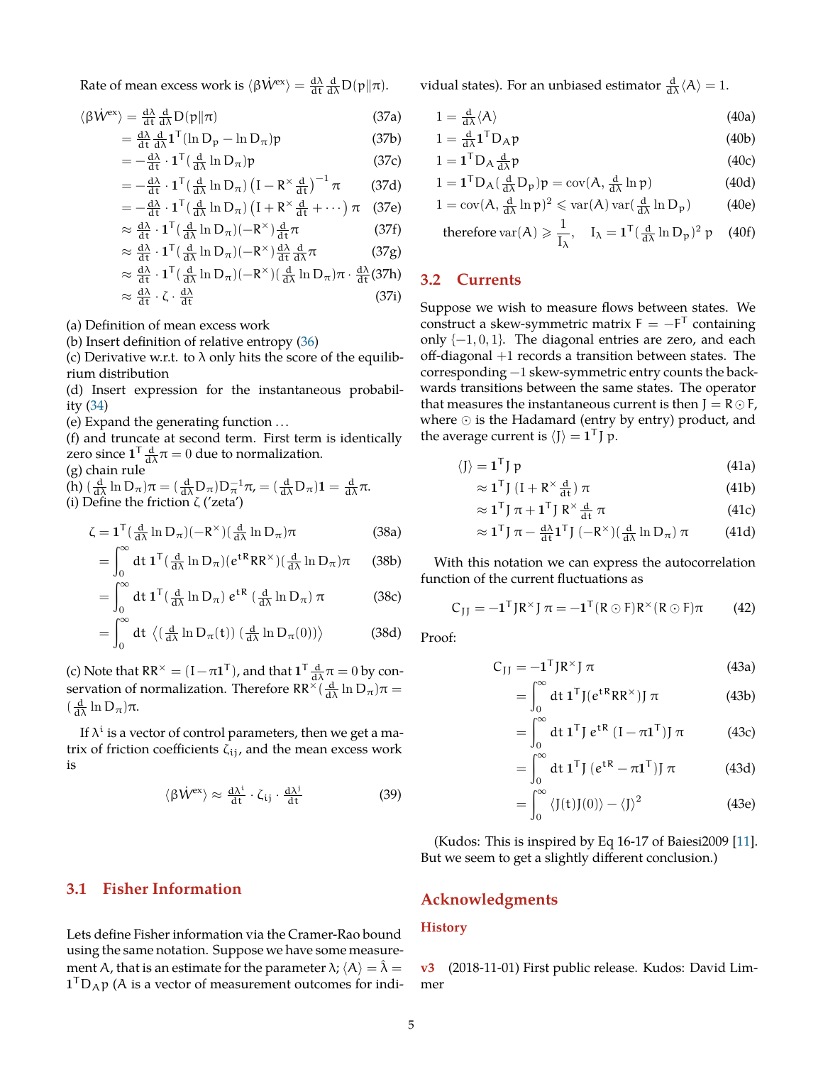Rate of mean excess work is $\langle \beta \dot{W}^{\text{ex}} \rangle = \frac{d\lambda}{dt}\frac{d}{d\lambda} D(p\|\pi)$.

$$
\begin{aligned}
\langle \beta \dot{W}^{\text{ex}} \rangle &= \tfrac{d\lambda}{dt}\tfrac{d}{d\lambda} D(p\|\pi) && \text{(37a)}\\
&= \tfrac{d\lambda}{dt}\tfrac{d}{d\lambda} \mathbf{1}^T(\ln D_p - \ln D_\pi)p && \text{(37b)}\\
&= -\tfrac{d\lambda}{dt}\cdot \mathbf{1}^T(\tfrac{d}{d\lambda}\ln D_\pi)p && \text{(37c)}\\
&= -\tfrac{d\lambda}{dt}\cdot \mathbf{1}^T(\tfrac{d}{d\lambda}\ln D_\pi)\left(I - R^\times \tfrac{d}{dt}\right)^{-1}\pi && \text{(37d)}\\
&= -\tfrac{d\lambda}{dt}\cdot \mathbf{1}^T(\tfrac{d}{d\lambda}\ln D_\pi)\left(I + R^\times \tfrac{d}{dt} + \cdots\right)\pi && \text{(37e)}\\
&\approx \tfrac{d\lambda}{dt}\cdot \mathbf{1}^T(\tfrac{d}{d\lambda}\ln D_\pi)(-R^\times)\tfrac{d}{dt}\pi && \text{(37f)}\\
&\approx \tfrac{d\lambda}{dt}\cdot \mathbf{1}^T(\tfrac{d}{d\lambda}\ln D_\pi)(-R^\times)\tfrac{d\lambda}{dt}\tfrac{d}{d\lambda}\pi && \text{(37g)}\\
&\approx \tfrac{d\lambda}{dt}\cdot \mathbf{1}^T(\tfrac{d}{d\lambda}\ln D_\pi)(-R^\times)(\tfrac{d}{d\lambda}\ln D_\pi)\pi\cdot\tfrac{d\lambda}{dt} && \text{(37h)}\\
&\approx \tfrac{d\lambda}{dt}\cdot \zeta \cdot \tfrac{d\lambda}{dt} && \text{(37i)}
\end{aligned}
$$

(a) Definition of mean excess work
(b) Insert definition of relative entropy (36)
(c) Derivative w.r.t. to $\lambda$ only hits the score of the equilibrium distribution
(d) Insert expression for the instantaneous probability (34)
(e) Expand the generating function ...
(f) and truncate at second term. First term is identically zero since $\mathbf{1}^T\frac{d}{d\lambda}\pi = 0$ due to normalization.
(g) chain rule
(h) $(\frac{d}{d\lambda}\ln D_\pi)\pi = (\frac{d}{d\lambda}D_\pi)D_\pi^{-1}\pi, = (\frac{d}{d\lambda}D_\pi)\mathbf{1} = \frac{d}{d\lambda}\pi$.
(i) Define the friction $\zeta$ ('zeta')

$$
\begin{aligned}
\zeta &= \mathbf{1}^T(\tfrac{d}{d\lambda}\ln D_\pi)(-R^\times)(\tfrac{d}{d\lambda}\ln D_\pi)\pi && \text{(38a)}\\
&= \int_0^\infty dt\ \mathbf{1}^T(\tfrac{d}{d\lambda}\ln D_\pi)(e^{tR}RR^\times)(\tfrac{d}{d\lambda}\ln D_\pi)\pi && \text{(38b)}\\
&= \int_0^\infty dt\ \mathbf{1}^T(\tfrac{d}{d\lambda}\ln D_\pi)\, e^{tR}\,(\tfrac{d}{d\lambda}\ln D_\pi)\,\pi && \text{(38c)}\\
&= \int_0^\infty dt\ \left\langle (\tfrac{d}{d\lambda}\ln D_\pi(t))\,(\tfrac{d}{d\lambda}\ln D_\pi(0))\right\rangle && \text{(38d)}
\end{aligned}
$$

(c) Note that $RR^\times = (I - \pi\mathbf{1}^T)$, and that $\mathbf{1}^T\frac{d}{d\lambda}\pi = 0$ by conservation of normalization. Therefore $RR^\times(\frac{d}{d\lambda}\ln D_\pi)\pi = (\frac{d}{d\lambda}\ln D_\pi)\pi$.

If $\lambda^i$ is a vector of control parameters, then we get a matrix of friction coefficients $\zeta_{ij}$, and the mean excess work is

$$
\langle \beta \dot{W}^{\text{ex}} \rangle \approx \tfrac{d\lambda^i}{dt}\cdot \zeta_{ij}\cdot \tfrac{d\lambda^j}{dt} \tag{39}
$$

## 3.1 Fisher Information

Lets define Fisher information via the Cramer-Rao bound using the same notation. Suppose we have some measurement $A$, that is an estimate for the parameter $\lambda$; $\langle A\rangle = \hat{\lambda} = \mathbf{1}^T D_A p$ ($A$ is a vector of measurement outcomes for individual states). For an unbiased estimator $\frac{d}{d\lambda}\langle A\rangle = 1$.

$$
\begin{aligned}
1 &= \tfrac{d}{d\lambda}\langle A\rangle && \text{(40a)}\\
1 &= \tfrac{d}{d\lambda}\mathbf{1}^T D_A p && \text{(40b)}\\
1 &= \mathbf{1}^T D_A \tfrac{d}{d\lambda}p && \text{(40c)}\\
1 &= \mathbf{1}^T D_A(\tfrac{d}{d\lambda}D_p)p = \operatorname{cov}(A, \tfrac{d}{d\lambda}\ln p) && \text{(40d)}\\
1 &= \operatorname{cov}(A, \tfrac{d}{d\lambda}\ln p)^2 \leqslant \operatorname{var}(A)\operatorname{var}(\tfrac{d}{d\lambda}\ln D_p) && \text{(40e)}\\
&\text{therefore } \operatorname{var}(A) \geqslant \frac{1}{I_\lambda}, \quad I_\lambda = \mathbf{1}^T(\tfrac{d}{d\lambda}\ln D_p)^2\, p && \text{(40f)}
\end{aligned}
$$

## 3.2 Currents

Suppose we wish to measure flows between states. We construct a skew-symmetric matrix $F = -F^T$ containing only $\{-1, 0, 1\}$. The diagonal entries are zero, and each off-diagonal $+1$ records a transition between states. The corresponding $-1$ skew-symmetric entry counts the backwards transitions between the same states. The operator that measures the instantaneous current is then $J = R \odot F$, where $\odot$ is the Hadamard (entry by entry) product, and the average current is $\langle J\rangle = \mathbf{1}^T J\, p$.

$$
\begin{aligned}
\langle J\rangle &= \mathbf{1}^T J\, p && \text{(41a)}\\
&\approx \mathbf{1}^T J\,(I + R^\times \tfrac{d}{dt})\,\pi && \text{(41b)}\\
&\approx \mathbf{1}^T J\,\pi + \mathbf{1}^T J\, R^\times \tfrac{d}{dt}\,\pi && \text{(41c)}\\
&\approx \mathbf{1}^T J\,\pi - \tfrac{d\lambda}{dt}\mathbf{1}^T J\,(-R^\times)(\tfrac{d}{d\lambda}\ln D_\pi)\,\pi && \text{(41d)}
\end{aligned}
$$

With this notation we can express the autocorrelation function of the current fluctuations as

$$
C_{JJ} = -\mathbf{1}^T J R^\times J\,\pi = -\mathbf{1}^T(R\odot F)R^\times(R\odot F)\pi \tag{42}
$$

Proof:

$$
\begin{aligned}
C_{JJ} &= -\mathbf{1}^T J R^\times J\,\pi && \text{(43a)}\\
&= \int_0^\infty dt\ \mathbf{1}^T J(e^{tR}RR^\times)J\,\pi && \text{(43b)}\\
&= \int_0^\infty dt\ \mathbf{1}^T J\, e^{tR}\,(I - \pi\mathbf{1}^T)J\,\pi && \text{(43c)}\\
&= \int_0^\infty dt\ \mathbf{1}^T J\,(e^{tR} - \pi\mathbf{1}^T)J\,\pi && \text{(43d)}\\
&= \int_0^\infty \langle J(t)J(0)\rangle - \langle J\rangle^2 && \text{(43e)}
\end{aligned}
$$

(Kudos: This is inspired by Eq 16-17 of Baiesi2009 [11]. But we seem to get a slightly different conclusion.)

## Acknowledgments

### History

**v3** (2018-11-01) First public release. Kudos: David Limmer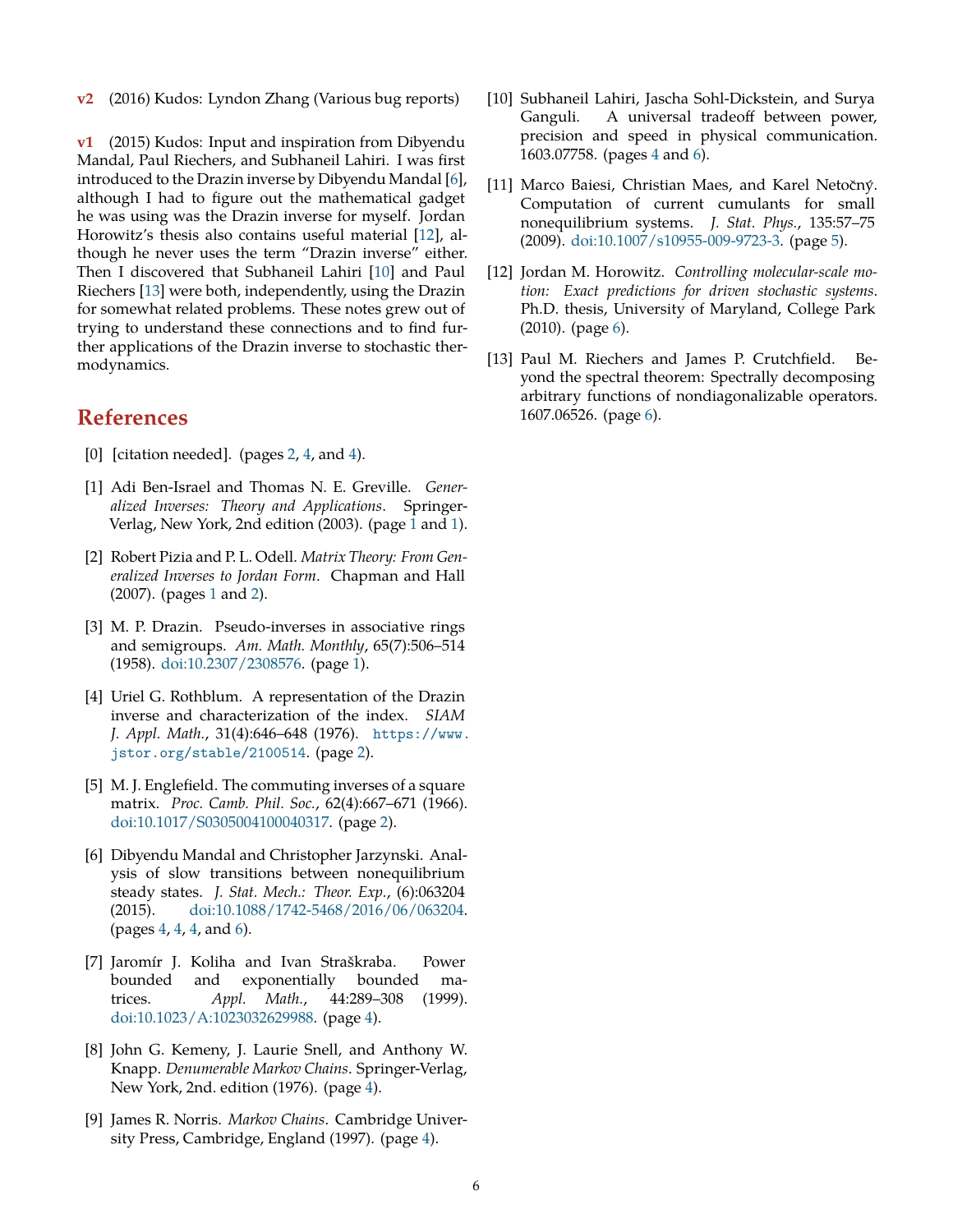**v2** (2016) Kudos: Lyndon Zhang (Various bug reports)

**v1** (2015) Kudos: Input and inspiration from Dibyendu Mandal, Paul Riechers, and Subhaneil Lahiri. I was first introduced to the Drazin inverse by Dibyendu Mandal [6], although I had to figure out the mathematical gadget he was using was the Drazin inverse for myself. Jordan Horowitz's thesis also contains useful material [12], although he never uses the term "Drazin inverse" either. Then I discovered that Subhaneil Lahiri [10] and Paul Riechers [13] were both, independently, using the Drazin for somewhat related problems. These notes grew out of trying to understand these connections and to find further applications of the Drazin inverse to stochastic thermodynamics.

## References

[0] [citation needed]. (pages 2, 4, and 4).

[1] Adi Ben-Israel and Thomas N. E. Greville. *Generalized Inverses: Theory and Applications*. Springer-Verlag, New York, 2nd edition (2003). (page 1 and 1).

[2] Robert Pizia and P. L. Odell. *Matrix Theory: From Generalized Inverses to Jordan Form*. Chapman and Hall (2007). (pages 1 and 2).

[3] M. P. Drazin. Pseudo-inverses in associative rings and semigroups. *Am. Math. Monthly*, 65(7):506–514 (1958). doi:10.2307/2308576. (page 1).

[4] Uriel G. Rothblum. A representation of the Drazin inverse and characterization of the index. *SIAM J. Appl. Math.*, 31(4):646–648 (1976). https://www.jstor.org/stable/2100514. (page 2).

[5] M. J. Englefield. The commuting inverses of a square matrix. *Proc. Camb. Phil. Soc.*, 62(4):667–671 (1966). doi:10.1017/S0305004100040317. (page 2).

[6] Dibyendu Mandal and Christopher Jarzynski. Analysis of slow transitions between nonequilibrium steady states. *J. Stat. Mech.: Theor. Exp.*, (6):063204 (2015). doi:10.1088/1742-5468/2016/06/063204. (pages 4, 4, 4, and 6).

[7] Jaromír J. Koliha and Ivan Straškraba. Power bounded and exponentially bounded matrices. *Appl. Math.*, 44:289–308 (1999). doi:10.1023/A:1023032629988. (page 4).

[8] John G. Kemeny, J. Laurie Snell, and Anthony W. Knapp. *Denumerable Markov Chains*. Springer-Verlag, New York, 2nd. edition (1976). (page 4).

[9] James R. Norris. *Markov Chains*. Cambridge University Press, Cambridge, England (1997). (page 4).

[10] Subhaneil Lahiri, Jascha Sohl-Dickstein, and Surya Ganguli. A universal tradeoff between power, precision and speed in physical communication. 1603.07758. (pages 4 and 6).

[11] Marco Baiesi, Christian Maes, and Karel Netočný. Computation of current cumulants for small nonequilibrium systems. *J. Stat. Phys.*, 135:57–75 (2009). doi:10.1007/s10955-009-9723-3. (page 5).

[12] Jordan M. Horowitz. *Controlling molecular-scale motion: Exact predictions for driven stochastic systems*. Ph.D. thesis, University of Maryland, College Park (2010). (page 6).

[13] Paul M. Riechers and James P. Crutchfield. Beyond the spectral theorem: Spectrally decomposing arbitrary functions of nondiagonalizable operators. 1607.06526. (page 6).